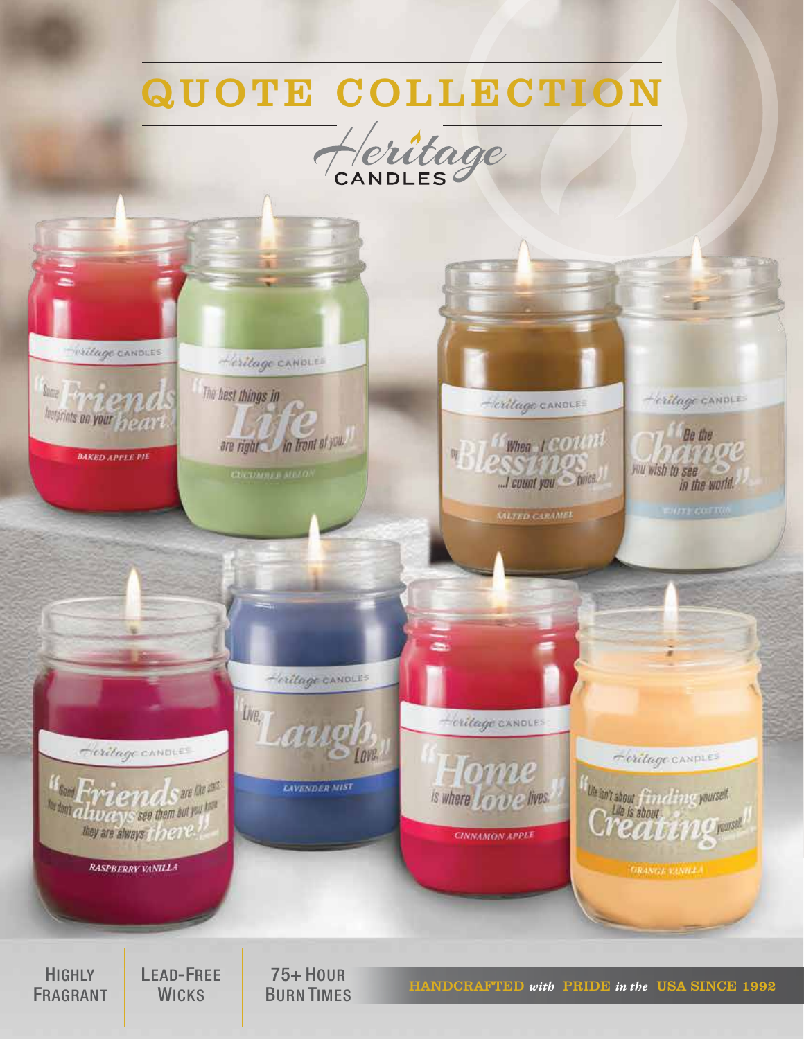# QUOTE COLLECTION

Heritage CANDLES

Heritage CANDLES
"Some Friends leave footprints on your heart."
BAKED APPLE PIE

Heritage CANDLES
"The best things in Life are right in front of you."
CUCUMBER MELON

Heritage CANDLES
"When I count my Blessings ...I count you twice."
SALTED CARAMEL

Heritage CANDLES
"Be the Change you wish to see in the world."
WHITE COTTON

Heritage CANDLES
"Good Friends are like stars. You don't always see them but you know they are always there."
RASPBERRY VANILLA

Heritage CANDLES
"Live, Laugh, Love."
LAVENDER MIST

Heritage CANDLES
"Home is where love lives."
CINNAMON APPLE

Heritage CANDLES
"Life isn't about finding yourself. Life is about Creating yourself."
ORANGE VANILLA

HIGHLY FRAGRANT | LEAD-FREE WICKS | 75+ HOUR BURN TIMES

HANDCRAFTED *with* PRIDE *in the* USA SINCE 1992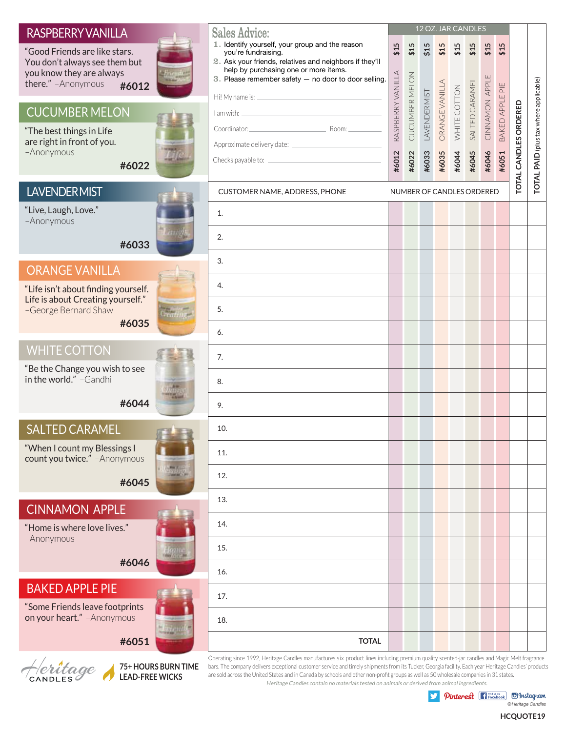## RASPBERRY VANILLA

"Good Friends are like stars. You don't always see them but you know they are always there." –Anonymous **#6012**

## CUCUMBER MELON

"The best things in Life are right in front of you." –Anonymous **#6022**

## LAVENDER MIST

"Live, Laugh, Love." –Anonymous **#6033**

## ORANGE VANILLA

"Life isn't about finding yourself. Life is about Creating yourself." –George Bernard Shaw **#6035**

## WHITE COTTON

"Be the Change you wish to see in the world." –Gandhi **#6044**

## SALTED CARAMEL

"When I count my Blessings I count you twice." –Anonymous **#6045**

## CINNAMON APPLE

"Home is where love lives." –Anonymous **#6046**

## BAKED APPLE PIE

"Some Friends leave footprints on your heart." –Anonymous **#6051**

Heritage CANDLES

**75+ HOURS BURN TIME**
**LEAD-FREE WICKS**

## Sales Advice:

1. Identify yourself, your group and the reason you're fundraising.
2. Ask your friends, relatives and neighbors if they'll help by purchasing one or more items.
3. Please remember safety — no door to door selling.

Hi! My name is: ____________________

I am with: ____________________

Coordinator: ____________________ Room: ____________________

Approximate delivery date: ____________________

Checks payable to: ____________________

| | 12 OZ. JAR CANDLES | | | | | | | | | |
|---|---|---|---|---|---|---|---|---|---|---|
| | $15 RASPBERRY VANILLA #6012 | $15 CUCUMBER MELON #6022 | $15 LAVENDER MIST #6033 | $15 ORANGE VANILLA #6035 | $15 WHITE COTTON #6044 | $15 SALTED CARAMEL #6045 | $15 CINNAMON APPLE #6046 | $15 BAKED APPLE PIE #6051 | TOTAL CANDLES ORDERED | TOTAL PAID (plus tax where applicable) |
| CUSTOMER NAME, ADDRESS, PHONE | NUMBER OF CANDLES ORDERED | | | | | | | | | |
| 1. | | | | | | | | | | |
| 2. | | | | | | | | | | |
| 3. | | | | | | | | | | |
| 4. | | | | | | | | | | |
| 5. | | | | | | | | | | |
| 6. | | | | | | | | | | |
| 7. | | | | | | | | | | |
| 8. | | | | | | | | | | |
| 9. | | | | | | | | | | |
| 10. | | | | | | | | | | |
| 11. | | | | | | | | | | |
| 12. | | | | | | | | | | |
| 13. | | | | | | | | | | |
| 14. | | | | | | | | | | |
| 15. | | | | | | | | | | |
| 16. | | | | | | | | | | |
| 17. | | | | | | | | | | |
| 18. | | | | | | | | | | |
| TOTAL | | | | | | | | | | |

Operating since 1992, Heritage Candles manufactures six product lines including premium quality scented-jar candles and Magic Melt fragrance bars. The company delivers exceptional customer service and timely shipments from its Tucker, Georgia facility. Each year Heritage Candles' products are sold across the United States and in Canada by schools and other non-profit groups as well as 50 wholesale companies in 31 states.

*Heritage Candles contain no materials tested on animals or derived from animal ingredients.*

Pinterest Facebook Instagram @Heritage Candles

HCQUOTE19